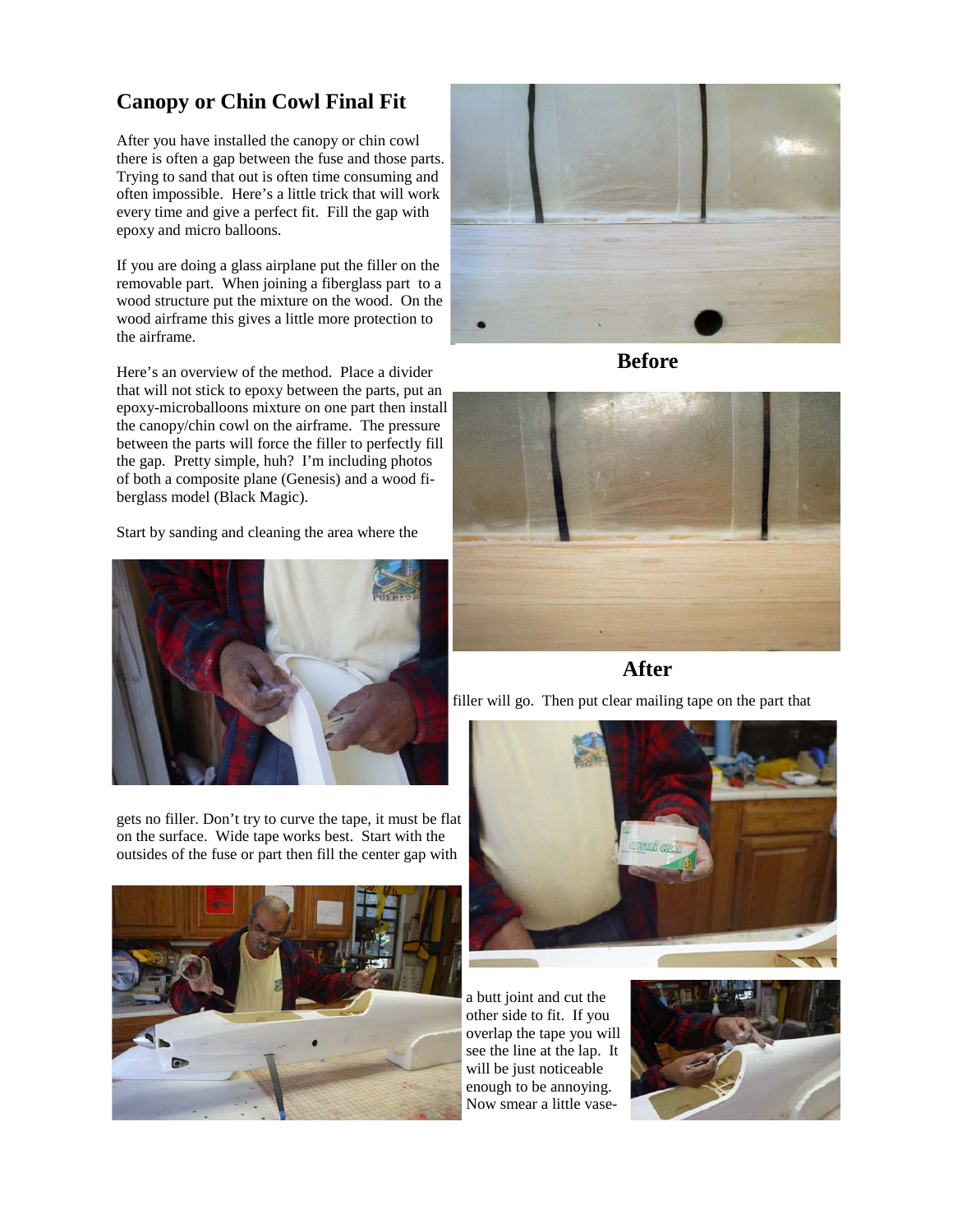## Canopy or Chin Cowl Final Fit

After you have installed the canopy or chin cowl there is often a gap between the fuse and those parts. Trying to sand that out is often time consuming and often impossible. Here's a little trick that will work every time and give a perfect fit. Fill the gap with epoxy and micro balloons.

If you are doing a glass airplane put the filler on the removable part. When joining a fiberglass part to a wood structure put the mixture on the wood. On the wood airframe this gives a little more protection to the airframe.

Here's an overview of the method. Place a divider that will not stick to epoxy between the parts, put an epoxy-microballoons mixture on one part then install the canopy/chin cowl on the airframe. The pressure between the parts will force the filler to perfectly fill the gap. Pretty simple, huh? I'm including photos of both a composite plane (Genesis) and a wood fiberglass model (Black Magic).

**Before**

**After**

Start by sanding and cleaning the area where the filler will go. Then put clear mailing tape on the part that gets no filler. Don't try to curve the tape, it must be flat on the surface. Wide tape works best. Start with the outsides of the fuse or part then fill the center gap with a butt joint and cut the other side to fit. If you overlap the tape you will see the line at the lap. It will be just noticeable enough to be annoying. Now smear a little vase-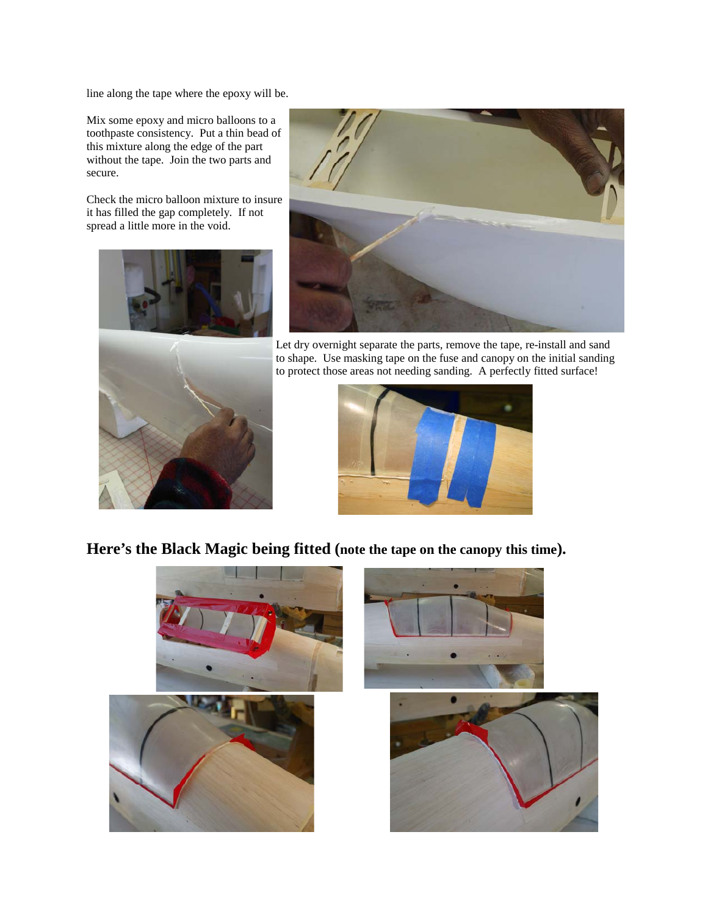line along the tape where the epoxy will be.

Mix some epoxy and micro balloons to a toothpaste consistency. Put a thin bead of this mixture along the edge of the part without the tape. Join the two parts and secure.

Check the micro balloon mixture to insure it has filled the gap completely. If not spread a little more in the void.

Let dry overnight separate the parts, remove the tape, re-install and sand to shape. Use masking tape on the fuse and canopy on the initial sanding to protect those areas not needing sanding. A perfectly fitted surface!

## Here's the Black Magic being fitted (note the tape on the canopy this time).